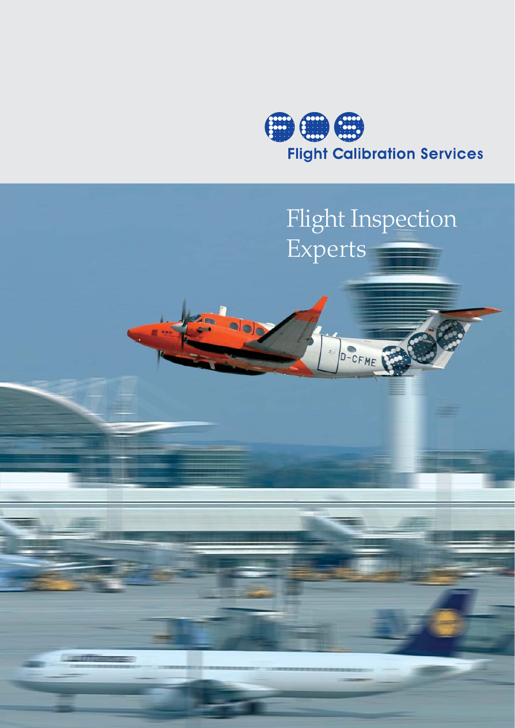Flight Calibration Services

# Flight Inspection Experts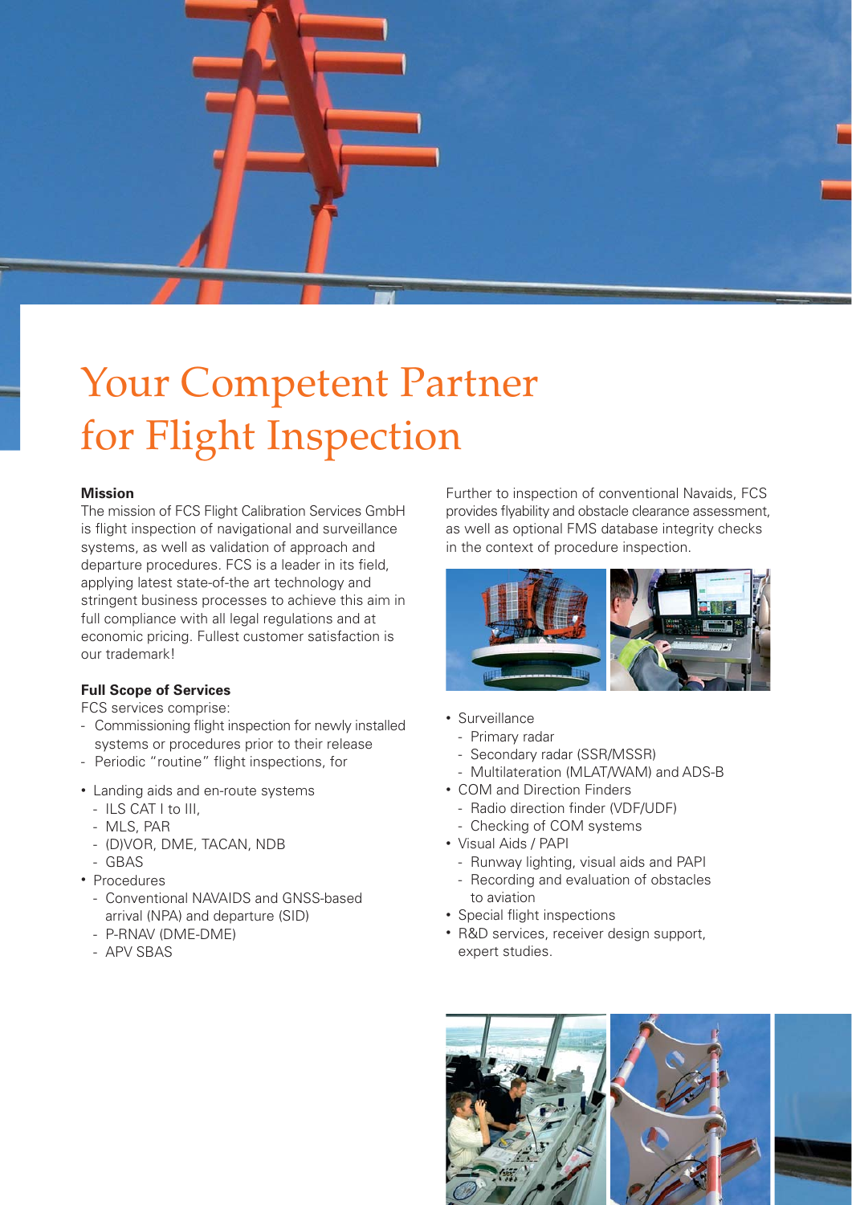# Your Competent Partner for Flight Inspection

**Mission**

The mission of FCS Flight Calibration Services GmbH is flight inspection of navigational and surveillance systems, as well as validation of approach and departure procedures. FCS is a leader in its field, applying latest state-of-the art technology and stringent business processes to achieve this aim in full compliance with all legal regulations and at economic pricing. Fullest customer satisfaction is our trademark!

**Full Scope of Services**

FCS services comprise:

- Commissioning flight inspection for newly installed systems or procedures prior to their release
- Periodic "routine" flight inspections, for

- Landing aids and en-route systems
  - ILS CAT I to III,
  - MLS, PAR
  - (D)VOR, DME, TACAN, NDB
  - GBAS
- Procedures
  - Conventional NAVAIDS and GNSS-based arrival (NPA) and departure (SID)
  - P-RNAV (DME-DME)
  - APV SBAS

Further to inspection of conventional Navaids, FCS provides flyability and obstacle clearance assessment, as well as optional FMS database integrity checks in the context of procedure inspection.

- Surveillance
  - Primary radar
  - Secondary radar (SSR/MSSR)
  - Multilateration (MLAT/WAM) and ADS-B
- COM and Direction Finders
  - Radio direction finder (VDF/UDF)
  - Checking of COM systems
- Visual Aids / PAPI
  - Runway lighting, visual aids and PAPI
  - Recording and evaluation of obstacles to aviation
- Special flight inspections
- R&D services, receiver design support, expert studies.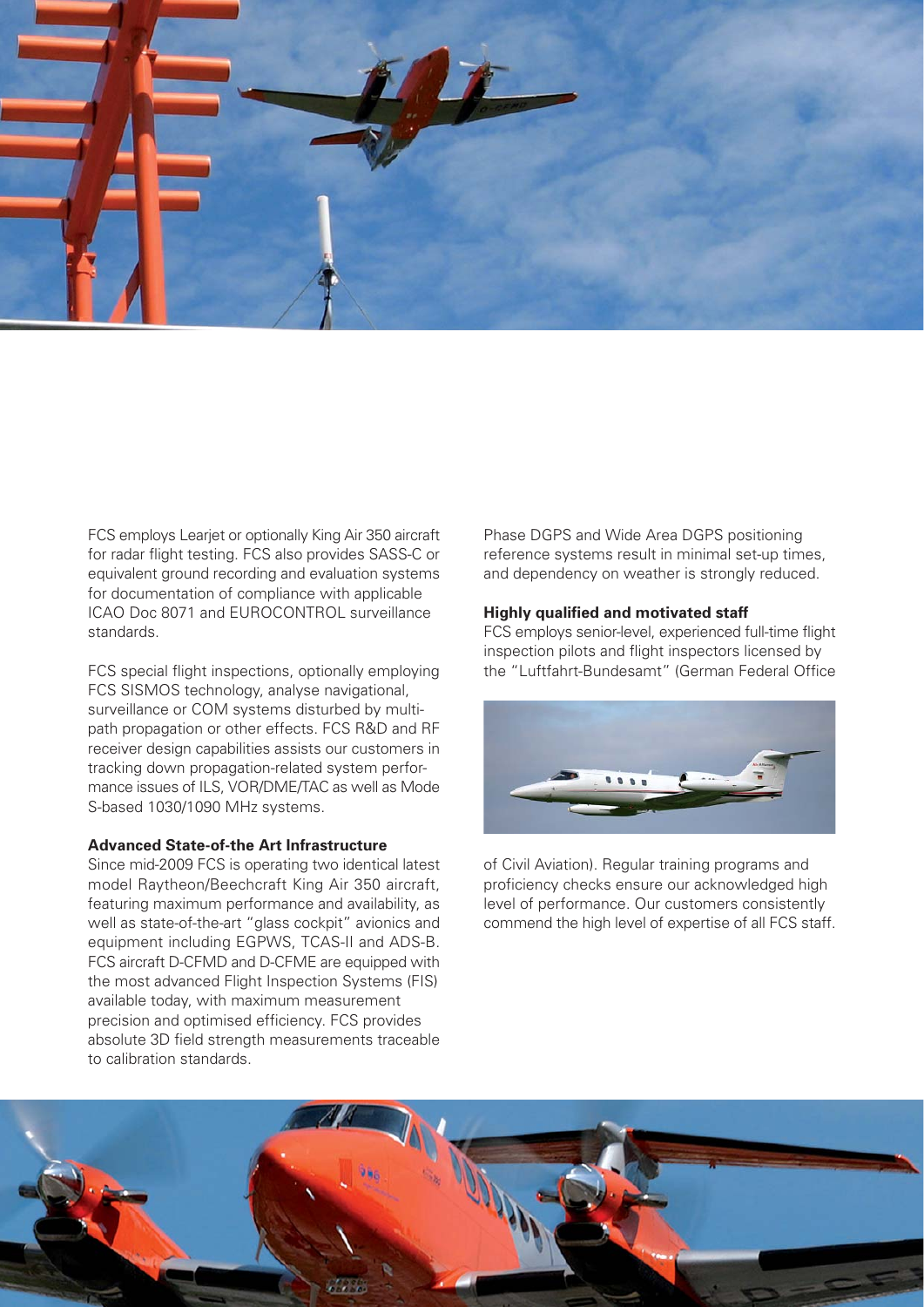FCS employs Learjet or optionally King Air 350 aircraft for radar flight testing. FCS also provides SASS-C or equivalent ground recording and evaluation systems for documentation of compliance with applicable ICAO Doc 8071 and EUROCONTROL surveillance standards.

FCS special flight inspections, optionally employing FCS SISMOS technology, analyse navigational, surveillance or COM systems disturbed by multipath propagation or other effects. FCS R&D and RF receiver design capabilities assists our customers in tracking down propagation-related system performance issues of ILS, VOR/DME/TAC as well as Mode S-based 1030/1090 MHz systems.

**Advanced State-of-the Art Infrastructure**

Since mid-2009 FCS is operating two identical latest model Raytheon/Beechcraft King Air 350 aircraft, featuring maximum performance and availability, as well as state-of-the-art "glass cockpit" avionics and equipment including EGPWS, TCAS-II and ADS-B. FCS aircraft D-CFMD and D-CFME are equipped with the most advanced Flight Inspection Systems (FIS) available today, with maximum measurement precision and optimised efficiency. FCS provides absolute 3D field strength measurements traceable to calibration standards. Phase DGPS and Wide Area DGPS positioning reference systems result in minimal set-up times, and dependency on weather is strongly reduced.

**Highly qualified and motivated staff**

FCS employs senior-level, experienced full-time flight inspection pilots and flight inspectors licensed by the "Luftfahrt-Bundesamt" (German Federal Office of Civil Aviation). Regular training programs and proficiency checks ensure our acknowledged high level of performance. Our customers consistently commend the high level of expertise of all FCS staff.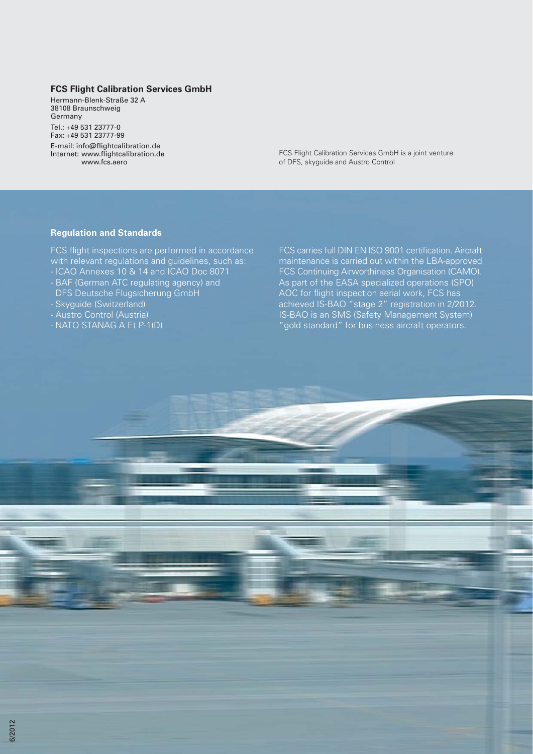**FCS Flight Calibration Services GmbH**

Hermann-Blenk-Straße 32 A
38108 Braunschweig
Germany

Tel.: +49 531 23777-0
Fax: +49 531 23777-99

E-mail: info@flightcalibration.de
Internet: www.flightcalibration.de
www.fcs.aero

FCS Flight Calibration Services GmbH is a joint venture of DFS, skyguide and Austro Control

## Regulation and Standards

FCS flight inspections are performed in accordance with relevant regulations and guidelines, such as:

- ICAO Annexes 10 & 14 and ICAO Doc 8071
- BAF (German ATC regulating agency) and DFS Deutsche Flugsicherung GmbH
- Skyguide (Switzerland)
- Austro Control (Austria)
- NATO STANAG A Et P-1(D)

FCS carries full DIN EN ISO 9001 certification. Aircraft maintenance is carried out within the LBA-approved FCS Continuing Airworthiness Organisation (CAMO). As part of the EASA specialized operations (SPO) AOC for flight inspection aerial work, FCS has achieved IS-BAO "stage 2" registration in 2/2012. IS-BAO is an SMS (Safety Management System) "gold standard" for business aircraft operators.

6/2012